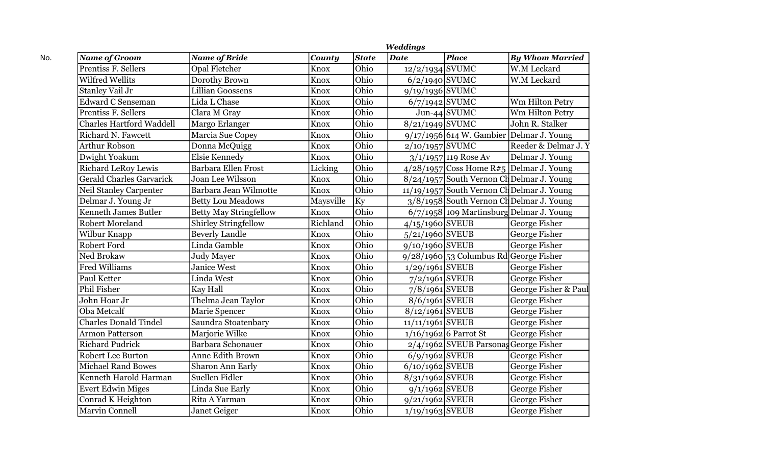*Weddings*

| No. | Name of Groom | Name of Bride | County | State | Date | Place | By Whom Married |
|---|---|---|---|---|---|---|---|
| | Prentiss F. Sellers | Opal Fletcher | Knox | Ohio | 12/2/1934 | SVUMC | W.M Leckard |
| | Wilfred Wellits | Dorothy Brown | Knox | Ohio | 6/2/1940 | SVUMC | W.M Leckard |
| | Stanley Vail Jr | Lillian Goossens | Knox | Ohio | 9/19/1936 | SVUMC | |
| | Edward C Senseman | Lida L Chase | Knox | Ohio | 6/7/1942 | SVUMC | Wm Hilton Petry |
| | Prentiss F. Sellers | Clara M Gray | Knox | Ohio | Jun-44 | SVUMC | Wm Hilton Petry |
| | Charles Hartford Waddell | Margo Erlanger | Knox | Ohio | 8/21/1949 | SVUMC | John R. Stalker |
| | Richard N. Fawcett | Marcia Sue Copey | Knox | Ohio | 9/17/1956 | 614 W. Gambier | Delmar J. Young |
| | Arthur Robson | Donna McQuigg | Knox | Ohio | 2/10/1957 | SVUMC | Reeder & Delmar J. Y |
| | Dwight Yoakum | Elsie Kennedy | Knox | Ohio | 3/1/1957 | 119 Rose Av | Delmar J. Young |
| | Richard LeRoy Lewis | Barbara Ellen Frost | Licking | Ohio | 4/28/1957 | Coss Home R#5 | Delmar J. Young |
| | Gerald Charles Garvarick | Joan Lee Wilsson | Knox | Ohio | 8/24/1957 | South Vernon Ch | Delmar J. Young |
| | Neil Stanley Carpenter | Barbara Jean Wilmotte | Knox | Ohio | 11/19/1957 | South Vernon Ch | Delmar J. Young |
| | Delmar J. Young Jr | Betty Lou Meadows | Maysville | Ky | 3/8/1958 | South Vernon Ch | Delmar J. Young |
| | Kenneth James Butler | Betty May Stringfellow | Knox | Ohio | 6/7/1958 | 109 Martinsburg | Delmar J. Young |
| | Robert Moreland | Shirley Stringfellow | Richland | Ohio | 4/15/1960 | SVEUB | George Fisher |
| | Wilbur Knapp | Beverly Landle | Knox | Ohio | 5/21/1960 | SVEUB | George Fisher |
| | Robert Ford | Linda Gamble | Knox | Ohio | 9/10/1960 | SVEUB | George Fisher |
| | Ned Brokaw | Judy Mayer | Knox | Ohio | 9/28/1960 | 53 Columbus Rd | George Fisher |
| | Fred Williams | Janice West | Knox | Ohio | 1/29/1961 | SVEUB | George Fisher |
| | Paul Ketter | Linda West | Knox | Ohio | 7/2/1961 | SVEUB | George Fisher |
| | Phil Fisher | Kay Hall | Knox | Ohio | 7/8/1961 | SVEUB | George Fisher & Paul |
| | John Hoar Jr | Thelma Jean Taylor | Knox | Ohio | 8/6/1961 | SVEUB | George Fisher |
| | Oba Metcalf | Marie Spencer | Knox | Ohio | 8/12/1961 | SVEUB | George Fisher |
| | Charles Donald Tindel | Saundra Stoatenbary | Knox | Ohio | 11/11/1961 | SVEUB | George Fisher |
| | Armon Patterson | Marjorie Wilke | Knox | Ohio | 1/16/1962 | 6 Parrot St | George Fisher |
| | Richard Pudrick | Barbara Schonauer | Knox | Ohio | 2/4/1962 | SVEUB Parsonag | George Fisher |
| | Robert Lee Burton | Anne Edith Brown | Knox | Ohio | 6/9/1962 | SVEUB | George Fisher |
| | Michael Rand Bowes | Sharon Ann Early | Knox | Ohio | 6/10/1962 | SVEUB | George Fisher |
| | Kenneth Harold Harman | Suellen Fidler | Knox | Ohio | 8/31/1962 | SVEUB | George Fisher |
| | Evert Edwin Miges | Linda Sue Early | Knox | Ohio | 9/1/1962 | SVEUB | George Fisher |
| | Conrad K Heighton | Rita A Yarman | Knox | Ohio | 9/21/1962 | SVEUB | George Fisher |
| | Marvin Connell | Janet Geiger | Knox | Ohio | 1/19/1963 | SVEUB | George Fisher |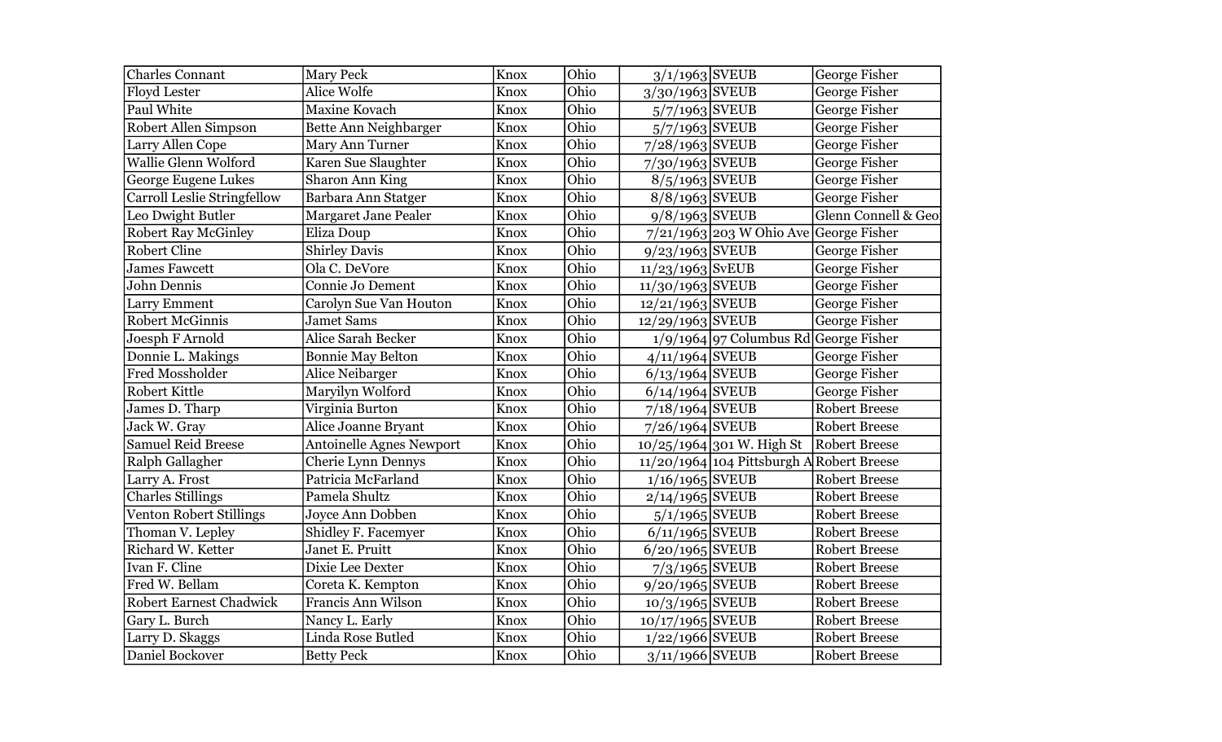| | | | | | | |
|---|---|---|---|---|---|---|
| Charles Connant | Mary Peck | Knox | Ohio | 3/1/1963 | SVEUB | George Fisher |
| Floyd Lester | Alice Wolfe | Knox | Ohio | 3/30/1963 | SVEUB | George Fisher |
| Paul White | Maxine Kovach | Knox | Ohio | 5/7/1963 | SVEUB | George Fisher |
| Robert Allen Simpson | Bette Ann Neighbarger | Knox | Ohio | 5/7/1963 | SVEUB | George Fisher |
| Larry Allen Cope | Mary Ann Turner | Knox | Ohio | 7/28/1963 | SVEUB | George Fisher |
| Wallie Glenn Wolford | Karen Sue Slaughter | Knox | Ohio | 7/30/1963 | SVEUB | George Fisher |
| George Eugene Lukes | Sharon Ann King | Knox | Ohio | 8/5/1963 | SVEUB | George Fisher |
| Carroll Leslie Stringfellow | Barbara Ann Statger | Knox | Ohio | 8/8/1963 | SVEUB | George Fisher |
| Leo Dwight Butler | Margaret Jane Pealer | Knox | Ohio | 9/8/1963 | SVEUB | Glenn Connell & Geo |
| Robert Ray McGinley | Eliza Doup | Knox | Ohio | 7/21/1963 | 203 W Ohio Ave | George Fisher |
| Robert Cline | Shirley Davis | Knox | Ohio | 9/23/1963 | SVEUB | George Fisher |
| James Fawcett | Ola C. DeVore | Knox | Ohio | 11/23/1963 | SvEUB | George Fisher |
| John Dennis | Connie Jo Dement | Knox | Ohio | 11/30/1963 | SVEUB | George Fisher |
| Larry Emment | Carolyn Sue Van Houton | Knox | Ohio | 12/21/1963 | SVEUB | George Fisher |
| Robert McGinnis | Jamet Sams | Knox | Ohio | 12/29/1963 | SVEUB | George Fisher |
| Joesph F Arnold | Alice Sarah Becker | Knox | Ohio | 1/9/1964 | 97 Columbus Rd | George Fisher |
| Donnie L. Makings | Bonnie May Belton | Knox | Ohio | 4/11/1964 | SVEUB | George Fisher |
| Fred Mossholder | Alice Neibarger | Knox | Ohio | 6/13/1964 | SVEUB | George Fisher |
| Robert Kittle | Maryilyn Wolford | Knox | Ohio | 6/14/1964 | SVEUB | George Fisher |
| James D. Tharp | Virginia Burton | Knox | Ohio | 7/18/1964 | SVEUB | Robert Breese |
| Jack W. Gray | Alice Joanne Bryant | Knox | Ohio | 7/26/1964 | SVEUB | Robert Breese |
| Samuel Reid Breese | Antoinelle Agnes Newport | Knox | Ohio | 10/25/1964 | 301 W. High St | Robert Breese |
| Ralph Gallagher | Cherie Lynn Dennys | Knox | Ohio | 11/20/1964 | 104 Pittsburgh A | Robert Breese |
| Larry A. Frost | Patricia McFarland | Knox | Ohio | 1/16/1965 | SVEUB | Robert Breese |
| Charles Stillings | Pamela Shultz | Knox | Ohio | 2/14/1965 | SVEUB | Robert Breese |
| Venton Robert Stillings | Joyce Ann Dobben | Knox | Ohio | 5/1/1965 | SVEUB | Robert Breese |
| Thoman V. Lepley | Shidley F. Facemyer | Knox | Ohio | 6/11/1965 | SVEUB | Robert Breese |
| Richard W. Ketter | Janet E. Pruitt | Knox | Ohio | 6/20/1965 | SVEUB | Robert Breese |
| Ivan F. Cline | Dixie Lee Dexter | Knox | Ohio | 7/3/1965 | SVEUB | Robert Breese |
| Fred W. Bellam | Coreta K. Kempton | Knox | Ohio | 9/20/1965 | SVEUB | Robert Breese |
| Robert Earnest Chadwick | Francis Ann Wilson | Knox | Ohio | 10/3/1965 | SVEUB | Robert Breese |
| Gary L. Burch | Nancy L. Early | Knox | Ohio | 10/17/1965 | SVEUB | Robert Breese |
| Larry D. Skaggs | Linda Rose Butled | Knox | Ohio | 1/22/1966 | SVEUB | Robert Breese |
| Daniel Bockover | Betty Peck | Knox | Ohio | 3/11/1966 | SVEUB | Robert Breese |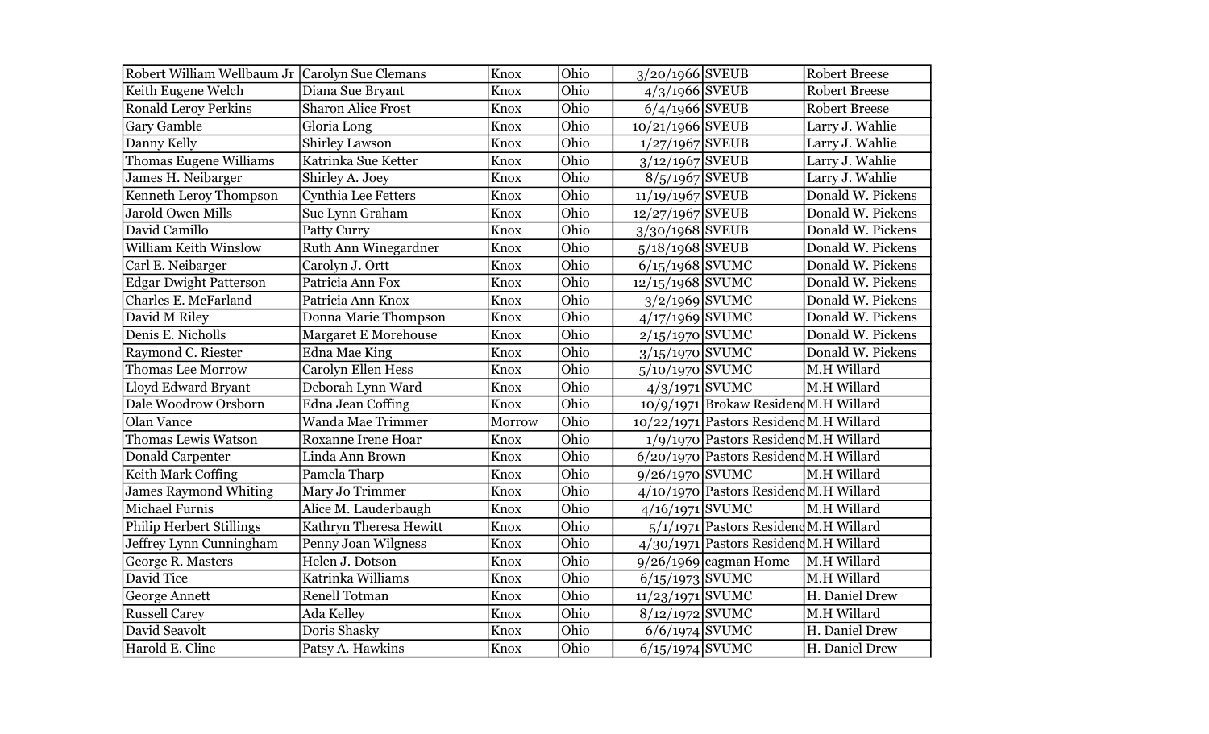| | | | | | | |
|---|---|---|---|---|---|---|
| Robert William Wellbaum Jr | Carolyn Sue Clemans | Knox | Ohio | 3/20/1966 | SVEUB | Robert Breese |
| Keith Eugene Welch | Diana Sue Bryant | Knox | Ohio | 4/3/1966 | SVEUB | Robert Breese |
| Ronald Leroy Perkins | Sharon Alice Frost | Knox | Ohio | 6/4/1966 | SVEUB | Robert Breese |
| Gary Gamble | Gloria Long | Knox | Ohio | 10/21/1966 | SVEUB | Larry J. Wahlie |
| Danny Kelly | Shirley Lawson | Knox | Ohio | 1/27/1967 | SVEUB | Larry J. Wahlie |
| Thomas Eugene Williams | Katrinka Sue Ketter | Knox | Ohio | 3/12/1967 | SVEUB | Larry J. Wahlie |
| James H. Neibarger | Shirley A. Joey | Knox | Ohio | 8/5/1967 | SVEUB | Larry J. Wahlie |
| Kenneth Leroy Thompson | Cynthia Lee Fetters | Knox | Ohio | 11/19/1967 | SVEUB | Donald W. Pickens |
| Jarold Owen Mills | Sue Lynn Graham | Knox | Ohio | 12/27/1967 | SVEUB | Donald W. Pickens |
| David Camillo | Patty Curry | Knox | Ohio | 3/30/1968 | SVEUB | Donald W. Pickens |
| William Keith Winslow | Ruth Ann Winegardner | Knox | Ohio | 5/18/1968 | SVEUB | Donald W. Pickens |
| Carl E. Neibarger | Carolyn J. Ortt | Knox | Ohio | 6/15/1968 | SVUMC | Donald W. Pickens |
| Edgar Dwight Patterson | Patricia Ann Fox | Knox | Ohio | 12/15/1968 | SVUMC | Donald W. Pickens |
| Charles E. McFarland | Patricia Ann Knox | Knox | Ohio | 3/2/1969 | SVUMC | Donald W. Pickens |
| David M Riley | Donna Marie Thompson | Knox | Ohio | 4/17/1969 | SVUMC | Donald W. Pickens |
| Denis E. Nicholls | Margaret E Morehouse | Knox | Ohio | 2/15/1970 | SVUMC | Donald W. Pickens |
| Raymond C. Riester | Edna Mae King | Knox | Ohio | 3/15/1970 | SVUMC | Donald W. Pickens |
| Thomas Lee Morrow | Carolyn Ellen Hess | Knox | Ohio | 5/10/1970 | SVUMC | M.H Willard |
| Lloyd Edward Bryant | Deborah Lynn Ward | Knox | Ohio | 4/3/1971 | SVUMC | M.H Willard |
| Dale Woodrow Orsborn | Edna Jean Coffing | Knox | Ohio | 10/9/1971 | Brokaw Residenc | M.H Willard |
| Olan Vance | Wanda Mae Trimmer | Morrow | Ohio | 10/22/1971 | Pastors Residenc | M.H Willard |
| Thomas Lewis Watson | Roxanne Irene Hoar | Knox | Ohio | 1/9/1970 | Pastors Residenc | M.H Willard |
| Donald Carpenter | Linda Ann Brown | Knox | Ohio | 6/20/1970 | Pastors Residenc | M.H Willard |
| Keith Mark Coffing | Pamela Tharp | Knox | Ohio | 9/26/1970 | SVUMC | M.H Willard |
| James Raymond Whiting | Mary Jo Trimmer | Knox | Ohio | 4/10/1970 | Pastors Residenc | M.H Willard |
| Michael Furnis | Alice M. Lauderbaugh | Knox | Ohio | 4/16/1971 | SVUMC | M.H Willard |
| Philip Herbert Stillings | Kathryn Theresa Hewitt | Knox | Ohio | 5/1/1971 | Pastors Residenc | M.H Willard |
| Jeffrey Lynn Cunningham | Penny Joan Wilgness | Knox | Ohio | 4/30/1971 | Pastors Residenc | M.H Willard |
| George R. Masters | Helen J. Dotson | Knox | Ohio | 9/26/1969 | cagman Home | M.H Willard |
| David Tice | Katrinka Williams | Knox | Ohio | 6/15/1973 | SVUMC | M.H Willard |
| George Annett | Renell Totman | Knox | Ohio | 11/23/1971 | SVUMC | H. Daniel Drew |
| Russell Carey | Ada Kelley | Knox | Ohio | 8/12/1972 | SVUMC | M.H Willard |
| David Seavolt | Doris Shasky | Knox | Ohio | 6/6/1974 | SVUMC | H. Daniel Drew |
| Harold E. Cline | Patsy A. Hawkins | Knox | Ohio | 6/15/1974 | SVUMC | H. Daniel Drew |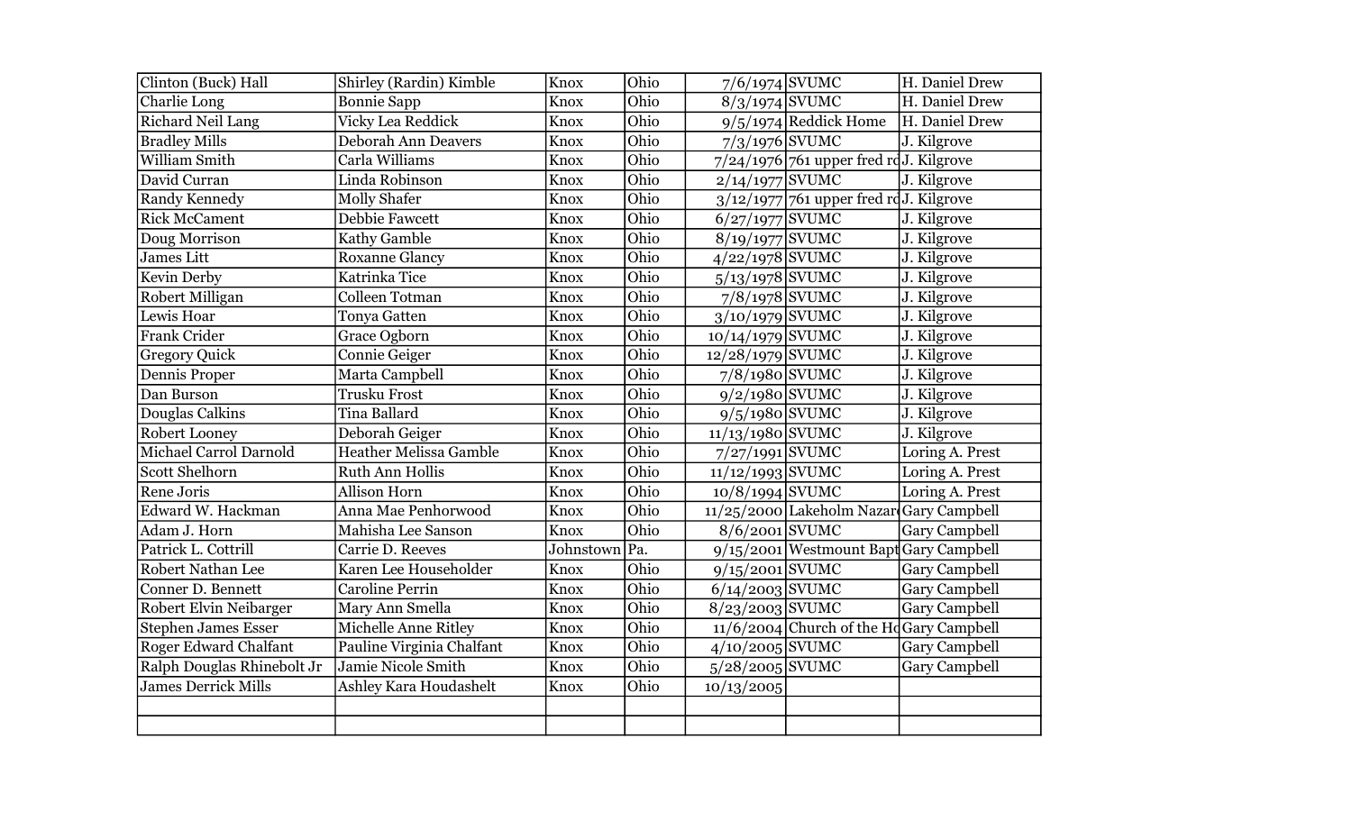| | | | | | | |
|---|---|---|---|---|---|---|
| Clinton (Buck) Hall | Shirley (Rardin) Kimble | Knox | Ohio | 7/6/1974 | SVUMC | H. Daniel Drew |
| Charlie Long | Bonnie Sapp | Knox | Ohio | 8/3/1974 | SVUMC | H. Daniel Drew |
| Richard Neil Lang | Vicky Lea Reddick | Knox | Ohio | 9/5/1974 | Reddick Home | H. Daniel Drew |
| Bradley Mills | Deborah Ann Deavers | Knox | Ohio | 7/3/1976 | SVUMC | J. Kilgrove |
| William Smith | Carla Williams | Knox | Ohio | 7/24/1976 | 761 upper fred rd | J. Kilgrove |
| David Curran | Linda Robinson | Knox | Ohio | 2/14/1977 | SVUMC | J. Kilgrove |
| Randy Kennedy | Molly Shafer | Knox | Ohio | 3/12/1977 | 761 upper fred rd | J. Kilgrove |
| Rick McCament | Debbie Fawcett | Knox | Ohio | 6/27/1977 | SVUMC | J. Kilgrove |
| Doug Morrison | Kathy Gamble | Knox | Ohio | 8/19/1977 | SVUMC | J. Kilgrove |
| James Litt | Roxanne Glancy | Knox | Ohio | 4/22/1978 | SVUMC | J. Kilgrove |
| Kevin Derby | Katrinka Tice | Knox | Ohio | 5/13/1978 | SVUMC | J. Kilgrove |
| Robert Milligan | Colleen Totman | Knox | Ohio | 7/8/1978 | SVUMC | J. Kilgrove |
| Lewis Hoar | Tonya Gatten | Knox | Ohio | 3/10/1979 | SVUMC | J. Kilgrove |
| Frank Crider | Grace Ogborn | Knox | Ohio | 10/14/1979 | SVUMC | J. Kilgrove |
| Gregory Quick | Connie Geiger | Knox | Ohio | 12/28/1979 | SVUMC | J. Kilgrove |
| Dennis Proper | Marta Campbell | Knox | Ohio | 7/8/1980 | SVUMC | J. Kilgrove |
| Dan Burson | Trusku Frost | Knox | Ohio | 9/2/1980 | SVUMC | J. Kilgrove |
| Douglas Calkins | Tina Ballard | Knox | Ohio | 9/5/1980 | SVUMC | J. Kilgrove |
| Robert Looney | Deborah Geiger | Knox | Ohio | 11/13/1980 | SVUMC | J. Kilgrove |
| Michael Carrol Darnold | Heather Melissa Gamble | Knox | Ohio | 7/27/1991 | SVUMC | Loring A. Prest |
| Scott Shelhorn | Ruth Ann Hollis | Knox | Ohio | 11/12/1993 | SVUMC | Loring A. Prest |
| Rene Joris | Allison Horn | Knox | Ohio | 10/8/1994 | SVUMC | Loring A. Prest |
| Edward W. Hackman | Anna Mae Penhorwood | Knox | Ohio | 11/25/2000 | Lakeholm Nazar | Gary Campbell |
| Adam J. Horn | Mahisha Lee Sanson | Knox | Ohio | 8/6/2001 | SVUMC | Gary Campbell |
| Patrick L. Cottrill | Carrie D. Reeves | Johnstown | Pa. | 9/15/2001 | Westmount Bapt | Gary Campbell |
| Robert Nathan Lee | Karen Lee Householder | Knox | Ohio | 9/15/2001 | SVUMC | Gary Campbell |
| Conner D. Bennett | Caroline Perrin | Knox | Ohio | 6/14/2003 | SVUMC | Gary Campbell |
| Robert Elvin Neibarger | Mary Ann Smella | Knox | Ohio | 8/23/2003 | SVUMC | Gary Campbell |
| Stephen James Esser | Michelle Anne Ritley | Knox | Ohio | 11/6/2004 | Church of the Ho | Gary Campbell |
| Roger Edward Chalfant | Pauline Virginia Chalfant | Knox | Ohio | 4/10/2005 | SVUMC | Gary Campbell |
| Ralph Douglas Rhinebolt Jr | Jamie Nicole Smith | Knox | Ohio | 5/28/2005 | SVUMC | Gary Campbell |
| James Derrick Mills | Ashley Kara Houdashelt | Knox | Ohio | 10/13/2005 | | |
| | | | | | | |
| | | | | | | |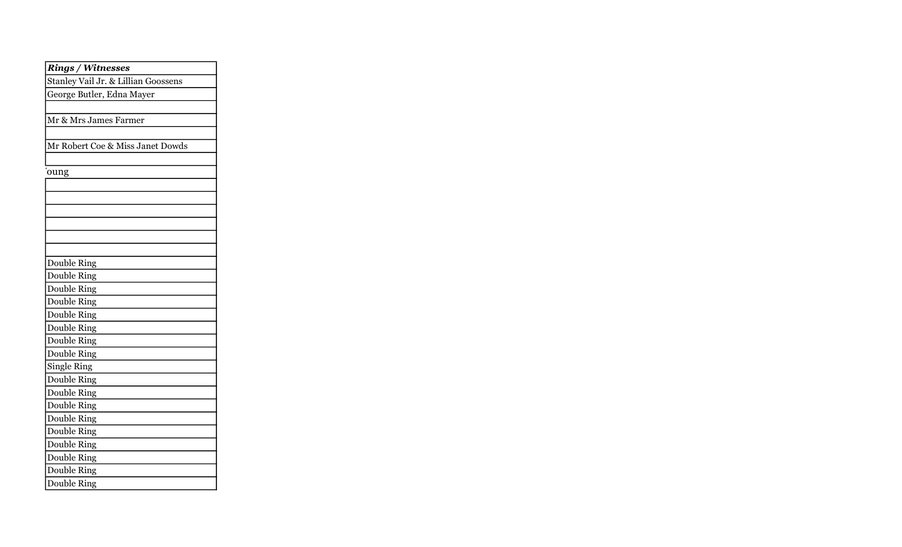| *Rings / Witnesses* |
| --- |
| Stanley Vail Jr. & Lillian Goossens |
| George Butler, Edna Mayer |
| |
| Mr & Mrs James Farmer |
| |
| Mr Robert Coe & Miss Janet Dowds |
| |
| 'oung |
| |
| |
| |
| |
| |
| |
| Double Ring |
| Double Ring |
| Double Ring |
| Double Ring |
| Double Ring |
| Double Ring |
| Double Ring |
| Double Ring |
| Single Ring |
| Double Ring |
| Double Ring |
| Double Ring |
| Double Ring |
| Double Ring |
| Double Ring |
| Double Ring |
| Double Ring |
| Double Ring |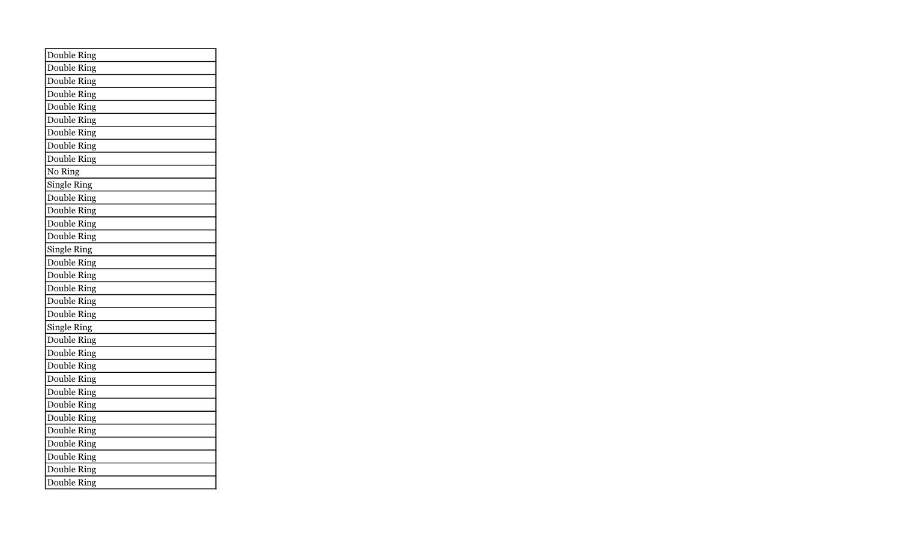| Double Ring |
| --- |
| Double Ring |
| Double Ring |
| Double Ring |
| Double Ring |
| Double Ring |
| Double Ring |
| Double Ring |
| Double Ring |
| No Ring |
| Single Ring |
| Double Ring |
| Double Ring |
| Double Ring |
| Double Ring |
| Single Ring |
| Double Ring |
| Double Ring |
| Double Ring |
| Double Ring |
| Double Ring |
| Single Ring |
| Double Ring |
| Double Ring |
| Double Ring |
| Double Ring |
| Double Ring |
| Double Ring |
| Double Ring |
| Double Ring |
| Double Ring |
| Double Ring |
| Double Ring |
| Double Ring |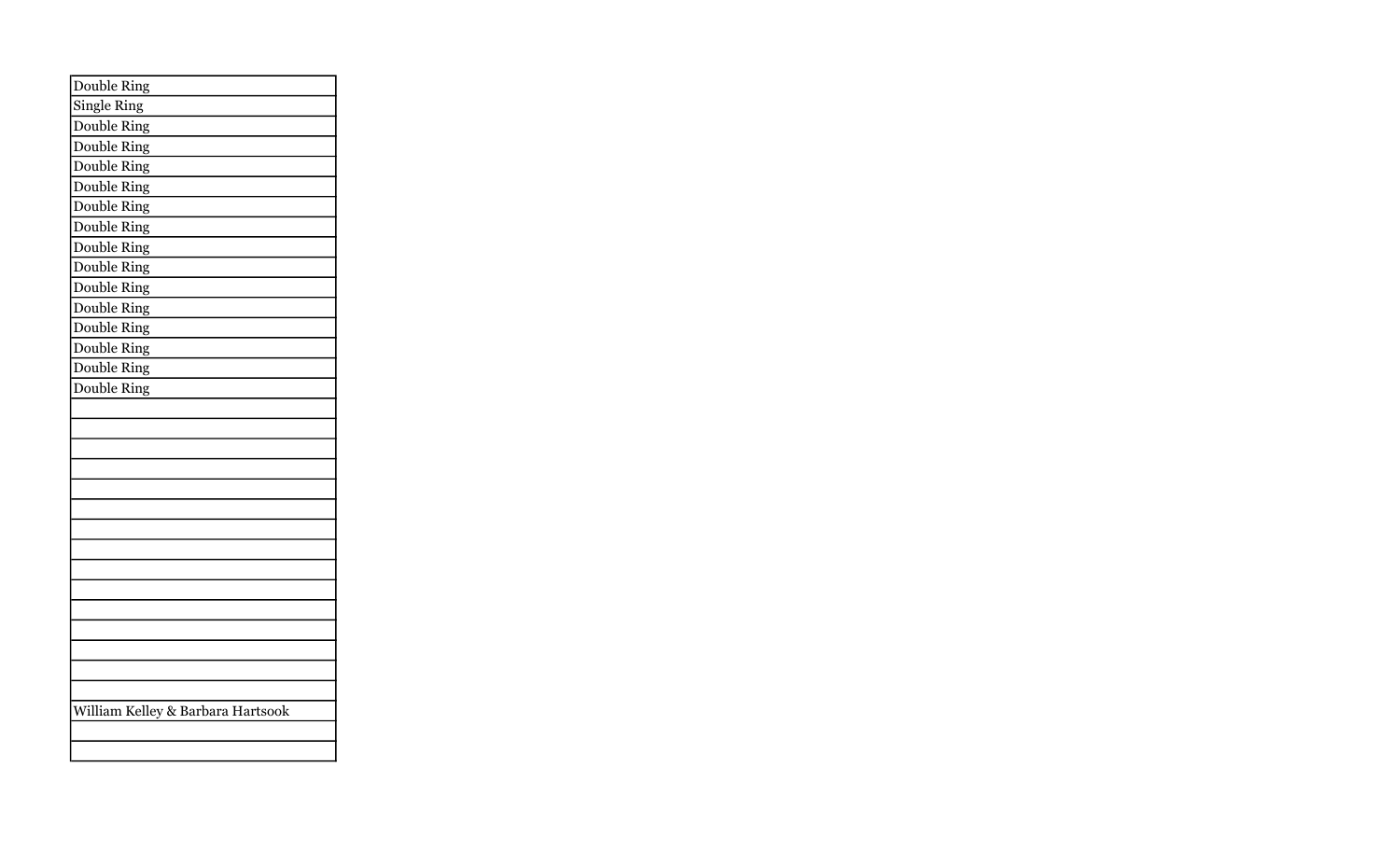| Double Ring |
|---|
| Single Ring |
| Double Ring |
| Double Ring |
| Double Ring |
| Double Ring |
| Double Ring |
| Double Ring |
| Double Ring |
| Double Ring |
| Double Ring |
| Double Ring |
| Double Ring |
| Double Ring |
| Double Ring |
| Double Ring |
| |
| |
| |
| |
| |
| |
| |
| |
| |
| |
| |
| |
| |
| |
| |
| William Kelley & Barbara Hartsook |
| |
| |